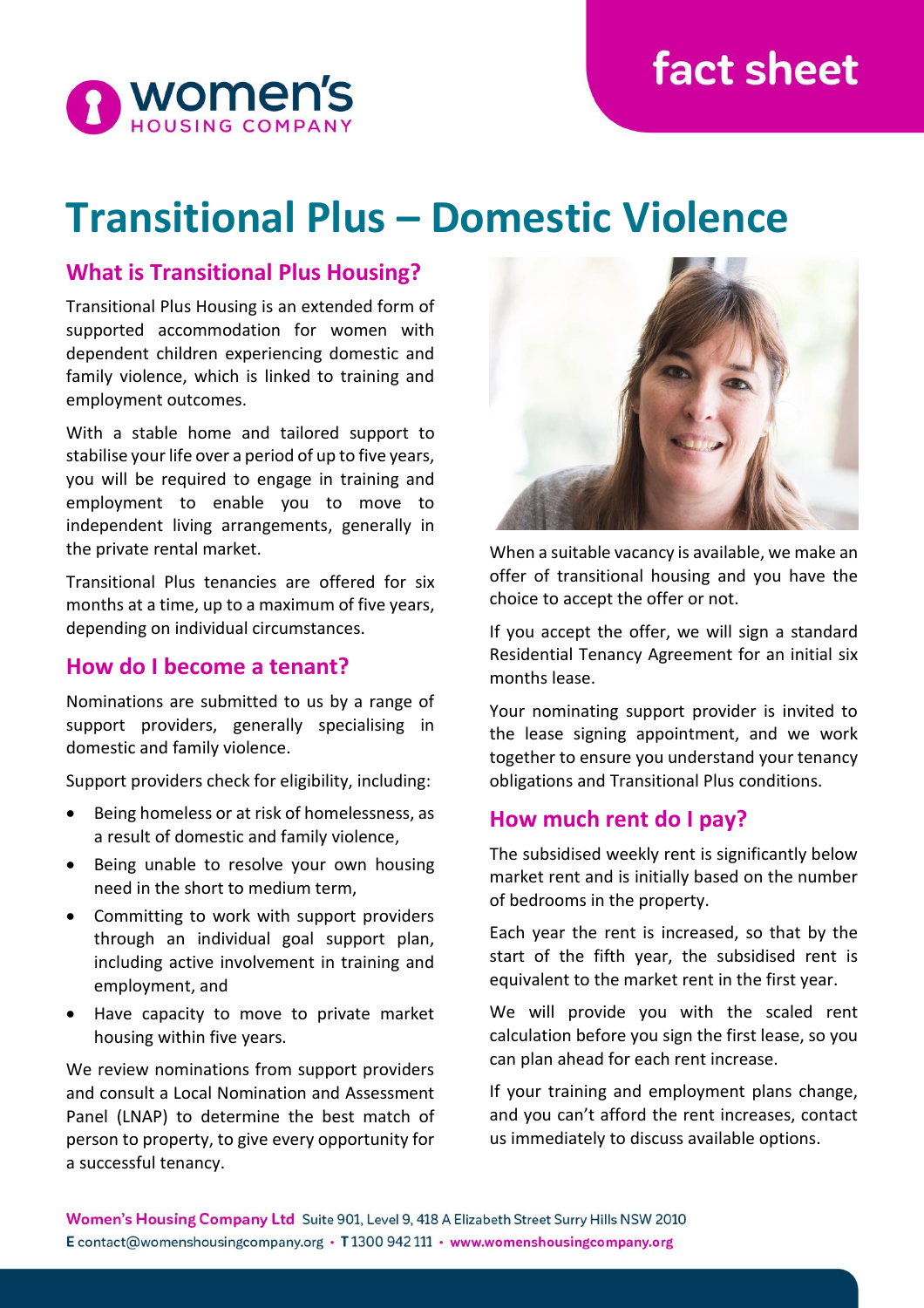women's HOUSING COMPANY

fact sheet

# Transitional Plus – Domestic Violence

## What is Transitional Plus Housing?

Transitional Plus Housing is an extended form of supported accommodation for women with dependent children experiencing domestic and family violence, which is linked to training and employment outcomes.

With a stable home and tailored support to stabilise your life over a period of up to five years, you will be required to engage in training and employment to enable you to move to independent living arrangements, generally in the private rental market.

Transitional Plus tenancies are offered for six months at a time, up to a maximum of five years, depending on individual circumstances.

## How do I become a tenant?

Nominations are submitted to us by a range of support providers, generally specialising in domestic and family violence.

Support providers check for eligibility, including:

- Being homeless or at risk of homelessness, as a result of domestic and family violence,
- Being unable to resolve your own housing need in the short to medium term,
- Committing to work with support providers through an individual goal support plan, including active involvement in training and employment, and
- Have capacity to move to private market housing within five years.

We review nominations from support providers and consult a Local Nomination and Assessment Panel (LNAP) to determine the best match of person to property, to give every opportunity for a successful tenancy.

When a suitable vacancy is available, we make an offer of transitional housing and you have the choice to accept the offer or not.

If you accept the offer, we will sign a standard Residential Tenancy Agreement for an initial six months lease.

Your nominating support provider is invited to the lease signing appointment, and we work together to ensure you understand your tenancy obligations and Transitional Plus conditions.

## How much rent do I pay?

The subsidised weekly rent is significantly below market rent and is initially based on the number of bedrooms in the property.

Each year the rent is increased, so that by the start of the fifth year, the subsidised rent is equivalent to the market rent in the first year.

We will provide you with the scaled rent calculation before you sign the first lease, so you can plan ahead for each rent increase.

If your training and employment plans change, and you can't afford the rent increases, contact us immediately to discuss available options.

**Women's Housing Company Ltd** Suite 901, Level 9, 418 A Elizabeth Street Surry Hills NSW 2010
E contact@womenshousingcompany.org • T 1300 942 111 • www.womenshousingcompany.org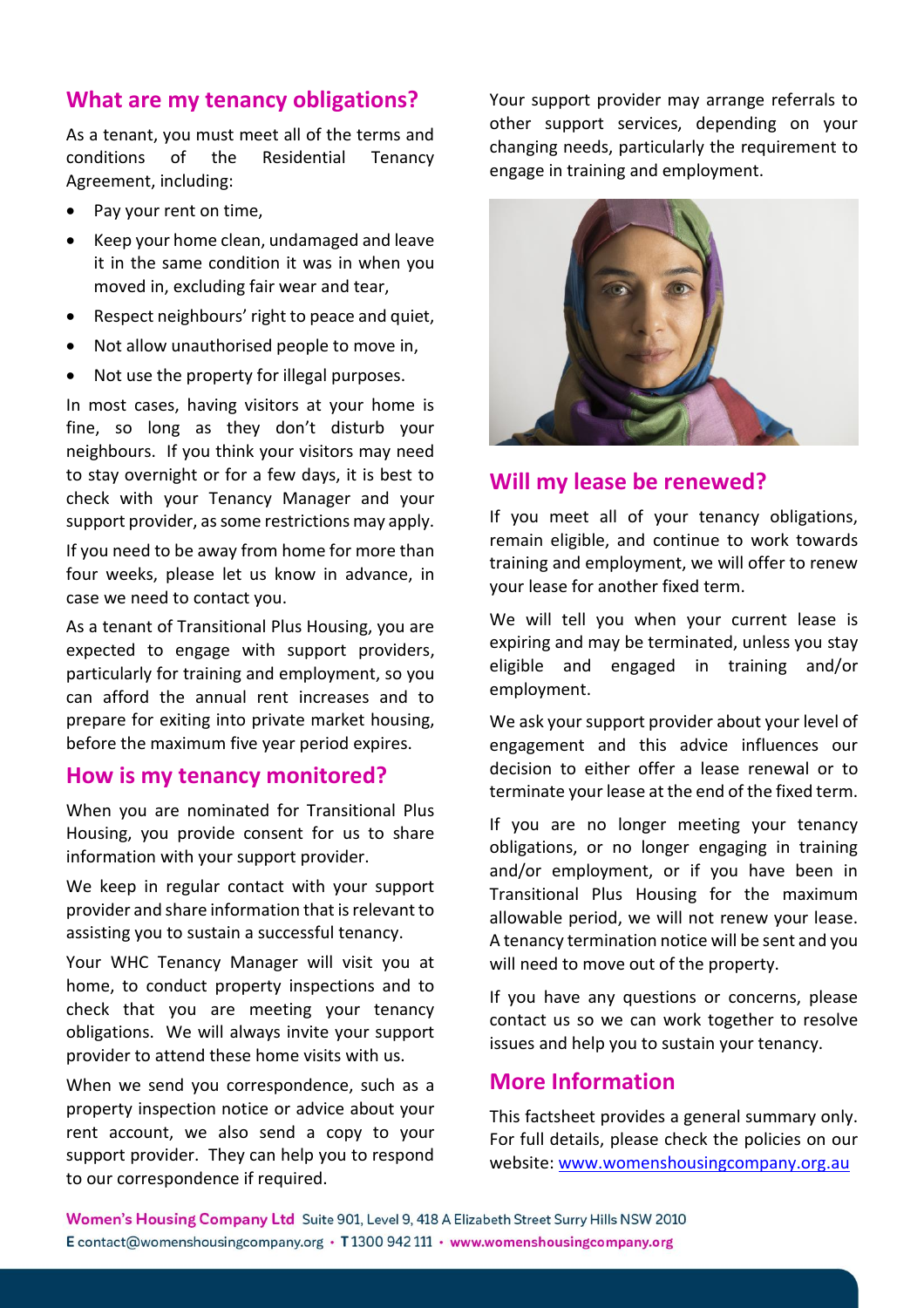## What are my tenancy obligations?

As a tenant, you must meet all of the terms and conditions of the Residential Tenancy Agreement, including:

- Pay your rent on time,
- Keep your home clean, undamaged and leave it in the same condition it was in when you moved in, excluding fair wear and tear,
- Respect neighbours' right to peace and quiet,
- Not allow unauthorised people to move in,
- Not use the property for illegal purposes.

In most cases, having visitors at your home is fine, so long as they don't disturb your neighbours. If you think your visitors may need to stay overnight or for a few days, it is best to check with your Tenancy Manager and your support provider, as some restrictions may apply.

If you need to be away from home for more than four weeks, please let us know in advance, in case we need to contact you.

As a tenant of Transitional Plus Housing, you are expected to engage with support providers, particularly for training and employment, so you can afford the annual rent increases and to prepare for exiting into private market housing, before the maximum five year period expires.

## How is my tenancy monitored?

When you are nominated for Transitional Plus Housing, you provide consent for us to share information with your support provider.

We keep in regular contact with your support provider and share information that is relevant to assisting you to sustain a successful tenancy.

Your WHC Tenancy Manager will visit you at home, to conduct property inspections and to check that you are meeting your tenancy obligations. We will always invite your support provider to attend these home visits with us.

When we send you correspondence, such as a property inspection notice or advice about your rent account, we also send a copy to your support provider. They can help you to respond to our correspondence if required.

Your support provider may arrange referrals to other support services, depending on your changing needs, particularly the requirement to engage in training and employment.

## Will my lease be renewed?

If you meet all of your tenancy obligations, remain eligible, and continue to work towards training and employment, we will offer to renew your lease for another fixed term.

We will tell you when your current lease is expiring and may be terminated, unless you stay eligible and engaged in training and/or employment.

We ask your support provider about your level of engagement and this advice influences our decision to either offer a lease renewal or to terminate your lease at the end of the fixed term.

If you are no longer meeting your tenancy obligations, or no longer engaging in training and/or employment, or if you have been in Transitional Plus Housing for the maximum allowable period, we will not renew your lease. A tenancy termination notice will be sent and you will need to move out of the property.

If you have any questions or concerns, please contact us so we can work together to resolve issues and help you to sustain your tenancy.

## More Information

This factsheet provides a general summary only. For full details, please check the policies on our website: [www.womenshousingcompany.org.au](http://www.womenshousingcompany.org.au)

**Women's Housing Company Ltd** Suite 901, Level 9, 418 A Elizabeth Street Surry Hills NSW 2010
**E** contact@womenshousingcompany.org • **T** 1300 942 111 • **www.womenshousingcompany.org**